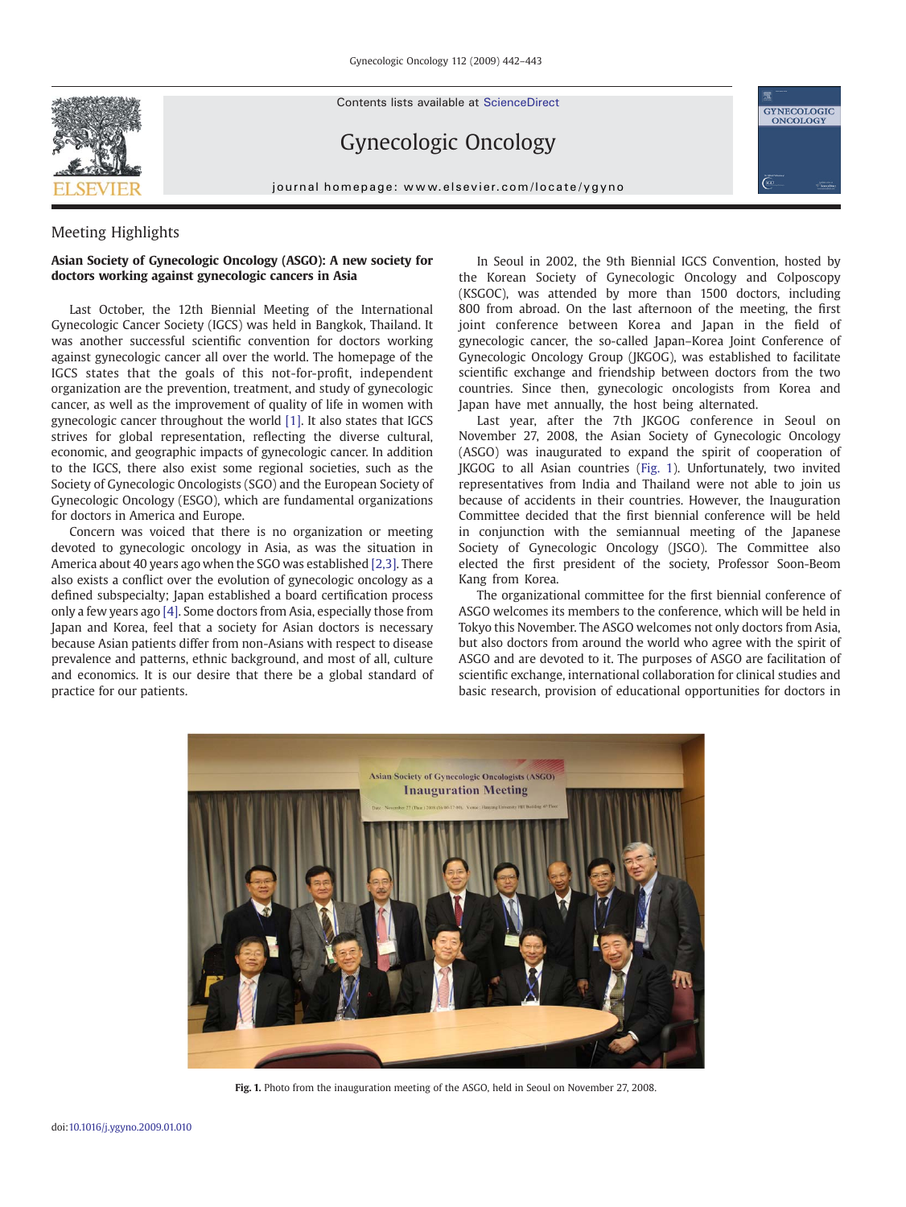Meeting Highlights

## Asian Society of Gynecologic Oncology (ASGO): A new society for doctors working against gynecologic cancers in Asia

Last October, the 12th Biennial Meeting of the International Gynecologic Cancer Society (IGCS) was held in Bangkok, Thailand. It was another successful scientific convention for doctors working against gynecologic cancer all over the world. The homepage of the IGCS states that the goals of this not-for-profit, independent organization are the prevention, treatment, and study of gynecologic cancer, as well as the improvement of quality of life in women with gynecologic cancer throughout the world [1]. It also states that IGCS strives for global representation, reflecting the diverse cultural, economic, and geographic impacts of gynecologic cancer. In addition to the IGCS, there also exist some regional societies, such as the Society of Gynecologic Oncologists (SGO) and the European Society of Gynecologic Oncology (ESGO), which are fundamental organizations for doctors in America and Europe.

Concern was voiced that there is no organization or meeting devoted to gynecologic oncology in Asia, as was the situation in America about 40 years ago when the SGO was established [2,3]. There also exists a conflict over the evolution of gynecologic oncology as a defined subspecialty; Japan established a board certification process only a few years ago [4]. Some doctors from Asia, especially those from Japan and Korea, feel that a society for Asian doctors is necessary because Asian patients differ from non-Asians with respect to disease prevalence and patterns, ethnic background, and most of all, culture and economics. It is our desire that there be a global standard of practice for our patients.

In Seoul in 2002, the 9th Biennial IGCS Convention, hosted by the Korean Society of Gynecologic Oncology and Colposcopy (KSGOC), was attended by more than 1500 doctors, including 800 from abroad. On the last afternoon of the meeting, the first joint conference between Korea and Japan in the field of gynecologic cancer, the so-called Japan–Korea Joint Conference of Gynecologic Oncology Group (JKGOG), was established to facilitate scientific exchange and friendship between doctors from the two countries. Since then, gynecologic oncologists from Korea and Japan have met annually, the host being alternated.

Last year, after the 7th JKGOG conference in Seoul on November 27, 2008, the Asian Society of Gynecologic Oncology (ASGO) was inaugurated to expand the spirit of cooperation of JKGOG to all Asian countries (Fig. 1). Unfortunately, two invited representatives from India and Thailand were not able to join us because of accidents in their countries. However, the Inauguration Committee decided that the first biennial conference will be held in conjunction with the semiannual meeting of the Japanese Society of Gynecologic Oncology (JSGO). The Committee also elected the first president of the society, Professor Soon-Beom Kang from Korea.

The organizational committee for the first biennial conference of ASGO welcomes its members to the conference, which will be held in Tokyo this November. The ASGO welcomes not only doctors from Asia, but also doctors from around the world who agree with the spirit of ASGO and are devoted to it. The purposes of ASGO are facilitation of scientific exchange, international collaboration for clinical studies and basic research, provision of educational opportunities for doctors in

**Fig. 1.** Photo from the inauguration meeting of the ASGO, held in Seoul on November 27, 2008.

doi:10.1016/j.ygyno.2009.01.010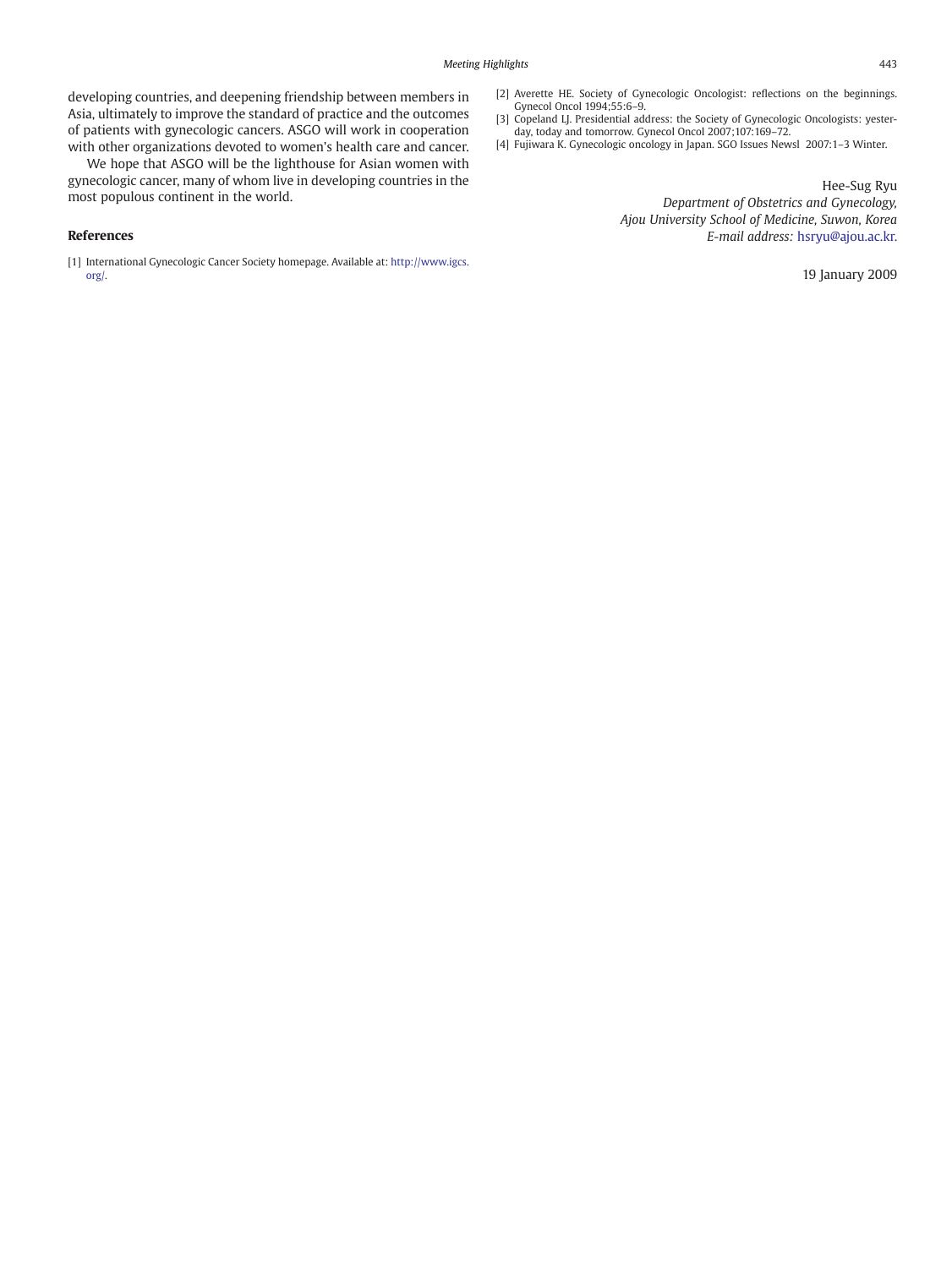developing countries, and deepening friendship between members in Asia, ultimately to improve the standard of practice and the outcomes of patients with gynecologic cancers. ASGO will work in cooperation with other organizations devoted to women's health care and cancer.

We hope that ASGO will be the lighthouse for Asian women with gynecologic cancer, many of whom live in developing countries in the most populous continent in the world.

## References

[1] International Gynecologic Cancer Society homepage. Available at: http://www.igcs.org/.

[2] Averette HE. Society of Gynecologic Oncologist: reflections on the beginnings. Gynecol Oncol 1994;55:6–9.

[3] Copeland LJ. Presidential address: the Society of Gynecologic Oncologists: yesterday, today and tomorrow. Gynecol Oncol 2007;107:169–72.

[4] Fujiwara K. Gynecologic oncology in Japan. SGO Issues Newsl 2007:1–3 Winter.

Hee-Sug Ryu
*Department of Obstetrics and Gynecology,*
*Ajou University School of Medicine, Suwon, Korea*
*E-mail address:* hsryu@ajou.ac.kr.

19 January 2009